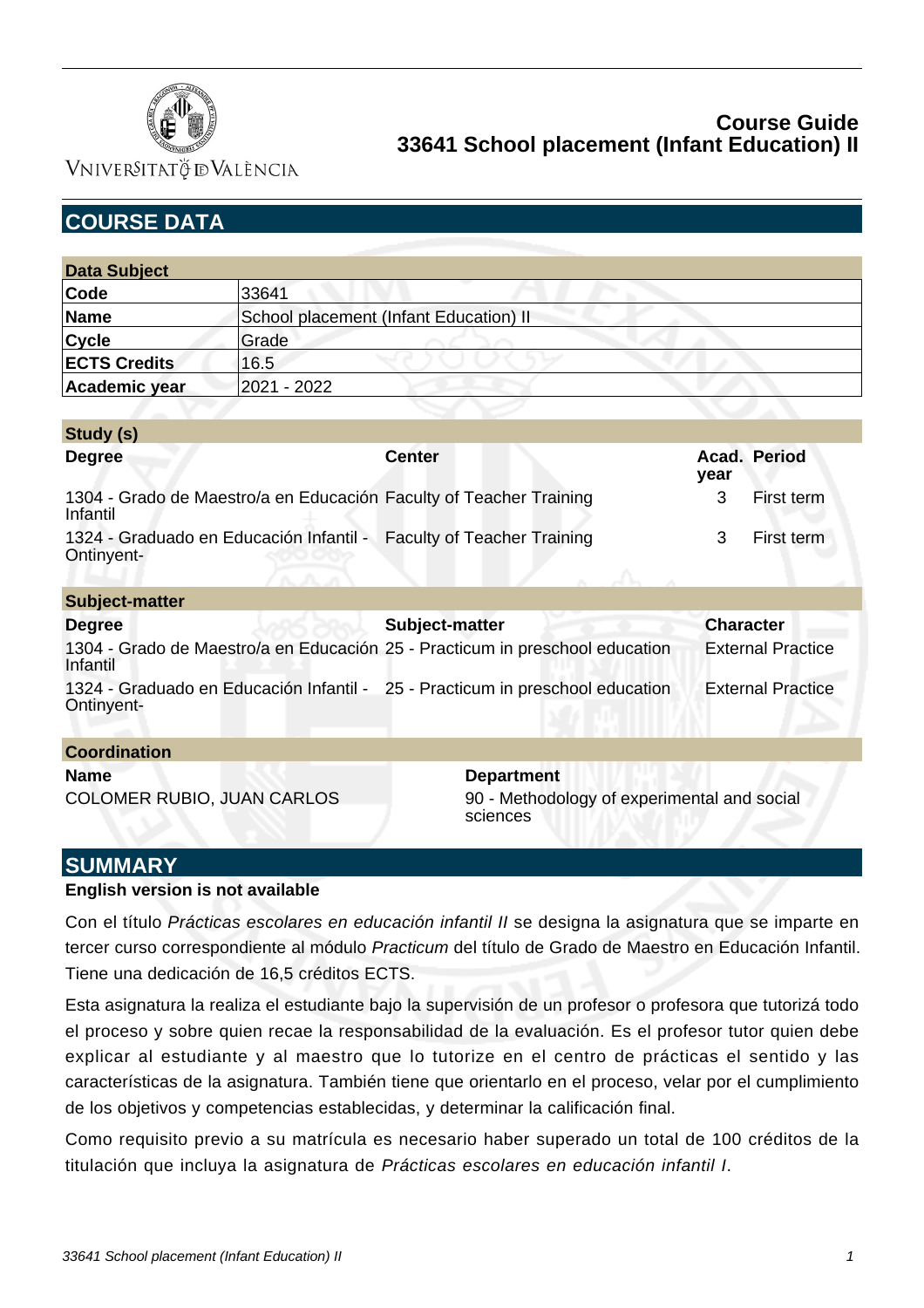# Course Guide
## 33641 School placement (Infant Education) II

## COURSE DATA

| Data Subject | |
|---|---|
| **Code** | 33641 |
| **Name** | School placement (Infant Education) II |
| **Cycle** | Grade |
| **ECTS Credits** | 16.5 |
| **Academic year** | 2021 - 2022 |

**Study (s)**

| Degree | Center | Acad. year | Period |
|---|---|---|---|
| 1304 - Grado de Maestro/a en Educación Infantil | Faculty of Teacher Training | 3 | First term |
| 1324 - Graduado en Educación Infantil - Ontinyent- | Faculty of Teacher Training | 3 | First term |

**Subject-matter**

| Degree | Subject-matter | Character |
|---|---|---|
| 1304 - Grado de Maestro/a en Educación Infantil | 25 - Practicum in preschool education | External Practice |
| 1324 - Graduado en Educación Infantil - Ontinyent- | 25 - Practicum in preschool education | External Practice |

**Coordination**

| Name | Department |
|---|---|
| COLOMER RUBIO, JUAN CARLOS | 90 - Methodology of experimental and social sciences |

## SUMMARY

**English version is not available**

Con el título *Prácticas escolares en educación infantil II* se designa la asignatura que se imparte en tercer curso correspondiente al módulo *Practicum* del título de Grado de Maestro en Educación Infantil. Tiene una dedicación de 16,5 créditos ECTS.

Esta asignatura la realiza el estudiante bajo la supervisión de un profesor o profesora que tutorizá todo el proceso y sobre quien recae la responsabilidad de la evaluación. Es el profesor tutor quien debe explicar al estudiante y al maestro que lo tutorize en el centro de prácticas el sentido y las características de la asignatura. También tiene que orientarlo en el proceso, velar por el cumplimiento de los objetivos y competencias establecidas, y determinar la calificación final.

Como requisito previo a su matrícula es necesario haber superado un total de 100 créditos de la titulación que incluya la asignatura de *Prácticas escolares en educación infantil I*.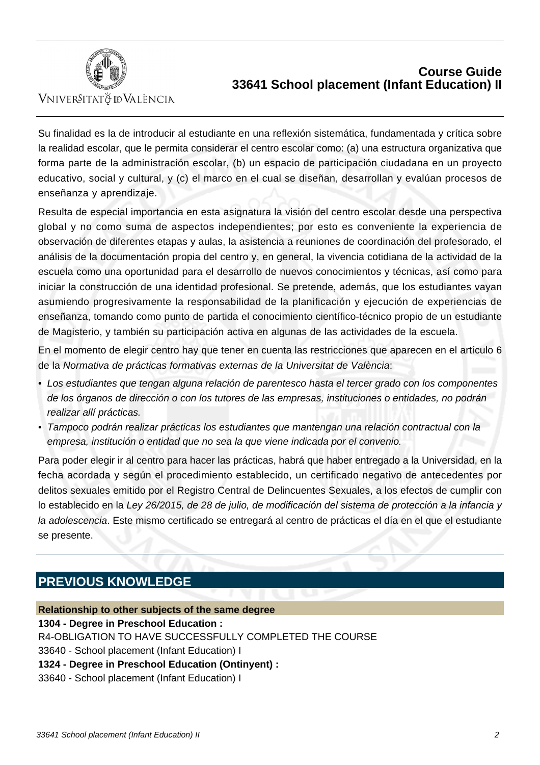Su finalidad es la de introducir al estudiante en una reflexión sistemática, fundamentada y crítica sobre la realidad escolar, que le permita considerar el centro escolar como: (a) una estructura organizativa que forma parte de la administración escolar, (b) un espacio de participación ciudadana en un proyecto educativo, social y cultural, y (c) el marco en el cual se diseñan, desarrollan y evalúan procesos de enseñanza y aprendizaje.

Resulta de especial importancia en esta asignatura la visión del centro escolar desde una perspectiva global y no como suma de aspectos independientes; por esto es conveniente la experiencia de observación de diferentes etapas y aulas, la asistencia a reuniones de coordinación del profesorado, el análisis de la documentación propia del centro y, en general, la vivencia cotidiana de la actividad de la escuela como una oportunidad para el desarrollo de nuevos conocimientos y técnicas, así como para iniciar la construcción de una identidad profesional. Se pretende, además, que los estudiantes vayan asumiendo progresivamente la responsabilidad de la planificación y ejecución de experiencias de enseñanza, tomando como punto de partida el conocimiento científico-técnico propio de un estudiante de Magisterio, y también su participación activa en algunas de las actividades de la escuela.

En el momento de elegir centro hay que tener en cuenta las restricciones que aparecen en el artículo 6 de la *Normativa de prácticas formativas externas de la Universitat de València*:

- *Los estudiantes que tengan alguna relación de parentesco hasta el tercer grado con los componentes de los órganos de dirección o con los tutores de las empresas, instituciones o entidades, no podrán realizar allí prácticas.*
- *Tampoco podrán realizar prácticas los estudiantes que mantengan una relación contractual con la empresa, institución o entidad que no sea la que viene indicada por el convenio.*

Para poder elegir ir al centro para hacer las prácticas, habrá que haber entregado a la Universidad, en la fecha acordada y según el procedimiento establecido, un certificado negativo de antecedentes por delitos sexuales emitido por el Registro Central de Delincuentes Sexuales, a los efectos de cumplir con lo establecido en la *Ley 26/2015, de 28 de julio, de modificación del sistema de protección a la infancia y la adolescencia*. Este mismo certificado se entregará al centro de prácticas el día en el que el estudiante se presente.

## PREVIOUS KNOWLEDGE

### Relationship to other subjects of the same degree

**1304 - Degree in Preschool Education :**

R4-OBLIGATION TO HAVE SUCCESSFULLY COMPLETED THE COURSE

33640 - School placement (Infant Education) I

**1324 - Degree in Preschool Education (Ontinyent) :**

33640 - School placement (Infant Education) I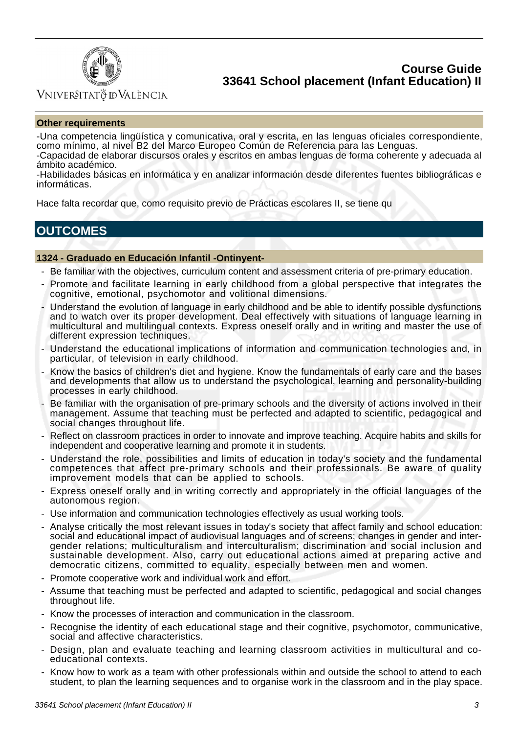### Other requirements

-Una competencia lingüística y comunicativa, oral y escrita, en las lenguas oficiales correspondiente, como mínimo, al nivel B2 del Marco Europeo Común de Referencia para las Lenguas.
-Capacidad de elaborar discursos orales y escritos en ambas lenguas de forma coherente y adecuada al ámbito académico.
-Habilidades básicas en informática y en analizar información desde diferentes fuentes bibliográficas e informáticas.

Hace falta recordar que, como requisito previo de Prácticas escolares II, se tiene qu

## OUTCOMES

### 1324 - Graduado en Educación Infantil -Ontinyent-

- Be familiar with the objectives, curriculum content and assessment criteria of pre-primary education.
- Promote and facilitate learning in early childhood from a global perspective that integrates the cognitive, emotional, psychomotor and volitional dimensions.
- Understand the evolution of language in early childhood and be able to identify possible dysfunctions and to watch over its proper development. Deal effectively with situations of language learning in multicultural and multilingual contexts. Express oneself orally and in writing and master the use of different expression techniques.
- Understand the educational implications of information and communication technologies and, in particular, of television in early childhood.
- Know the basics of children's diet and hygiene. Know the fundamentals of early care and the bases and developments that allow us to understand the psychological, learning and personality-building processes in early childhood.
- Be familiar with the organisation of pre-primary schools and the diversity of actions involved in their management. Assume that teaching must be perfected and adapted to scientific, pedagogical and social changes throughout life.
- Reflect on classroom practices in order to innovate and improve teaching. Acquire habits and skills for independent and cooperative learning and promote it in students.
- Understand the role, possibilities and limits of education in today's society and the fundamental competences that affect pre-primary schools and their professionals. Be aware of quality improvement models that can be applied to schools.
- Express oneself orally and in writing correctly and appropriately in the official languages of the autonomous region.
- Use information and communication technologies effectively as usual working tools.
- Analyse critically the most relevant issues in today's society that affect family and school education: social and educational impact of audiovisual languages and of screens; changes in gender and inter-gender relations; multiculturalism and interculturalism; discrimination and social inclusion and sustainable development. Also, carry out educational actions aimed at preparing active and democratic citizens, committed to equality, especially between men and women.
- Promote cooperative work and individual work and effort.
- Assume that teaching must be perfected and adapted to scientific, pedagogical and social changes throughout life.
- Know the processes of interaction and communication in the classroom.
- Recognise the identity of each educational stage and their cognitive, psychomotor, communicative, social and affective characteristics.
- Design, plan and evaluate teaching and learning classroom activities in multicultural and co-educational contexts.
- Know how to work as a team with other professionals within and outside the school to attend to each student, to plan the learning sequences and to organise work in the classroom and in the play space.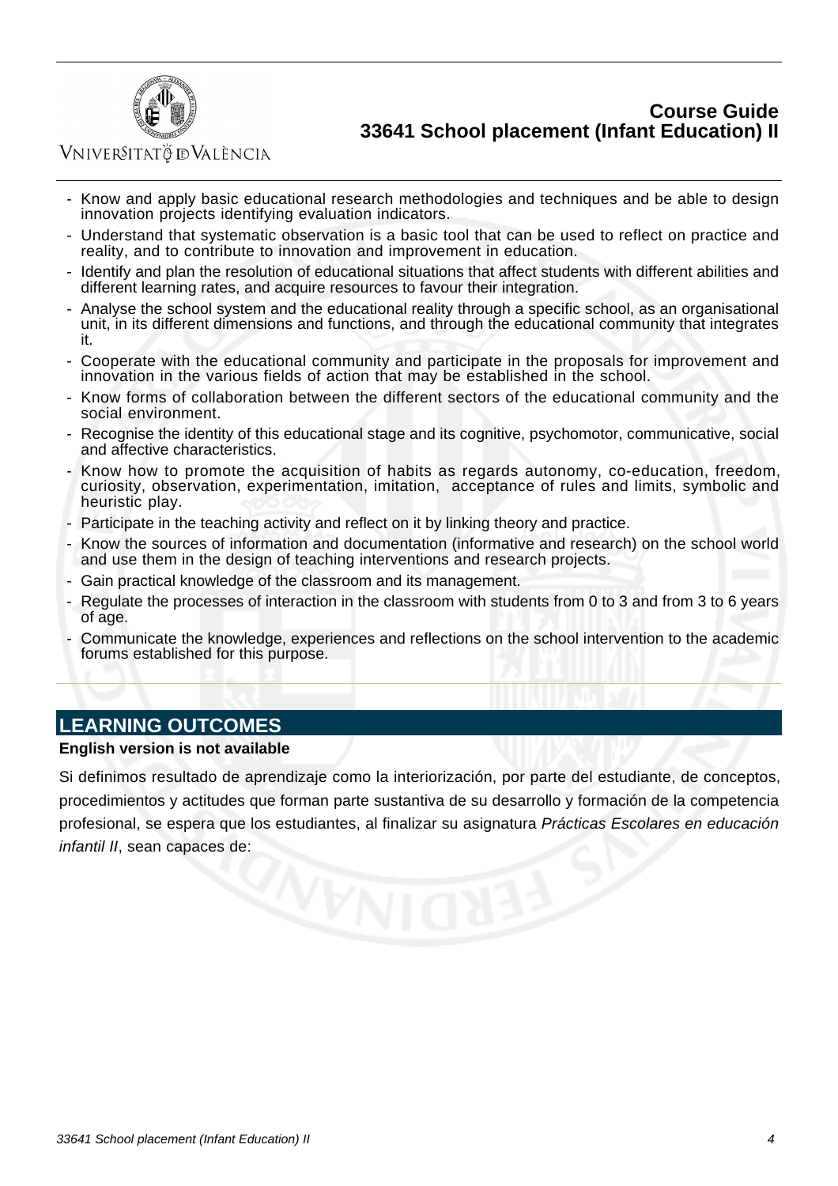- Know and apply basic educational research methodologies and techniques and be able to design innovation projects identifying evaluation indicators.
- Understand that systematic observation is a basic tool that can be used to reflect on practice and reality, and to contribute to innovation and improvement in education.
- Identify and plan the resolution of educational situations that affect students with different abilities and different learning rates, and acquire resources to favour their integration.
- Analyse the school system and the educational reality through a specific school, as an organisational unit, in its different dimensions and functions, and through the educational community that integrates it.
- Cooperate with the educational community and participate in the proposals for improvement and innovation in the various fields of action that may be established in the school.
- Know forms of collaboration between the different sectors of the educational community and the social environment.
- Recognise the identity of this educational stage and its cognitive, psychomotor, communicative, social and affective characteristics.
- Know how to promote the acquisition of habits as regards autonomy, co-education, freedom, curiosity, observation, experimentation, imitation, acceptance of rules and limits, symbolic and heuristic play.
- Participate in the teaching activity and reflect on it by linking theory and practice.
- Know the sources of information and documentation (informative and research) on the school world and use them in the design of teaching interventions and research projects.
- Gain practical knowledge of the classroom and its management.
- Regulate the processes of interaction in the classroom with students from 0 to 3 and from 3 to 6 years of age.
- Communicate the knowledge, experiences and reflections on the school intervention to the academic forums established for this purpose.

## LEARNING OUTCOMES

**English version is not available**

Si definimos resultado de aprendizaje como la interiorización, por parte del estudiante, de conceptos, procedimientos y actitudes que forman parte sustantiva de su desarrollo y formación de la competencia profesional, se espera que los estudiantes, al finalizar su asignatura *Prácticas Escolares en educación infantil II*, sean capaces de: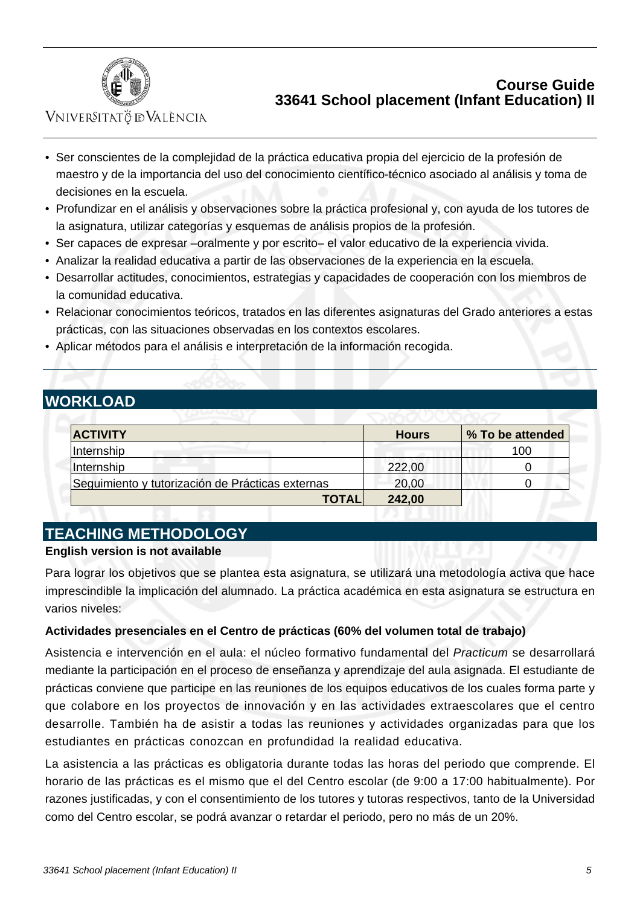- Ser conscientes de la complejidad de la práctica educativa propia del ejercicio de la profesión de maestro y de la importancia del uso del conocimiento científico-técnico asociado al análisis y toma de decisiones en la escuela.
- Profundizar en el análisis y observaciones sobre la práctica profesional y, con ayuda de los tutores de la asignatura, utilizar categorías y esquemas de análisis propios de la profesión.
- Ser capaces de expresar –oralmente y por escrito– el valor educativo de la experiencia vivida.
- Analizar la realidad educativa a partir de las observaciones de la experiencia en la escuela.
- Desarrollar actitudes, conocimientos, estrategias y capacidades de cooperación con los miembros de la comunidad educativa.
- Relacionar conocimientos teóricos, tratados en las diferentes asignaturas del Grado anteriores a estas prácticas, con las situaciones observadas en los contextos escolares.
- Aplicar métodos para el análisis e interpretación de la información recogida.

## WORKLOAD

| ACTIVITY | Hours | % To be attended |
|---|---|---|
| Internship | | 100 |
| Internship | 222,00 | 0 |
| Seguimiento y tutorización de Prácticas externas | 20,00 | 0 |
| **TOTAL** | **242,00** | |

## TEACHING METHODOLOGY

**English version is not available**

Para lograr los objetivos que se plantea esta asignatura, se utilizará una metodología activa que hace imprescindible la implicación del alumnado. La práctica académica en esta asignatura se estructura en varios niveles:

**Actividades presenciales en el Centro de prácticas (60% del volumen total de trabajo)**

Asistencia e intervención en el aula: el núcleo formativo fundamental del *Practicum* se desarrollará mediante la participación en el proceso de enseñanza y aprendizaje del aula asignada. El estudiante de prácticas conviene que participe en las reuniones de los equipos educativos de los cuales forma parte y que colabore en los proyectos de innovación y en las actividades extraescolares que el centro desarrolle. También ha de asistir a todas las reuniones y actividades organizadas para que los estudiantes en prácticas conozcan en profundidad la realidad educativa.

La asistencia a las prácticas es obligatoria durante todas las horas del periodo que comprende. El horario de las prácticas es el mismo que el del Centro escolar (de 9:00 a 17:00 habitualmente). Por razones justificadas, y con el consentimiento de los tutores y tutoras respectivos, tanto de la Universidad como del Centro escolar, se podrá avanzar o retardar el periodo, pero no más de un 20%.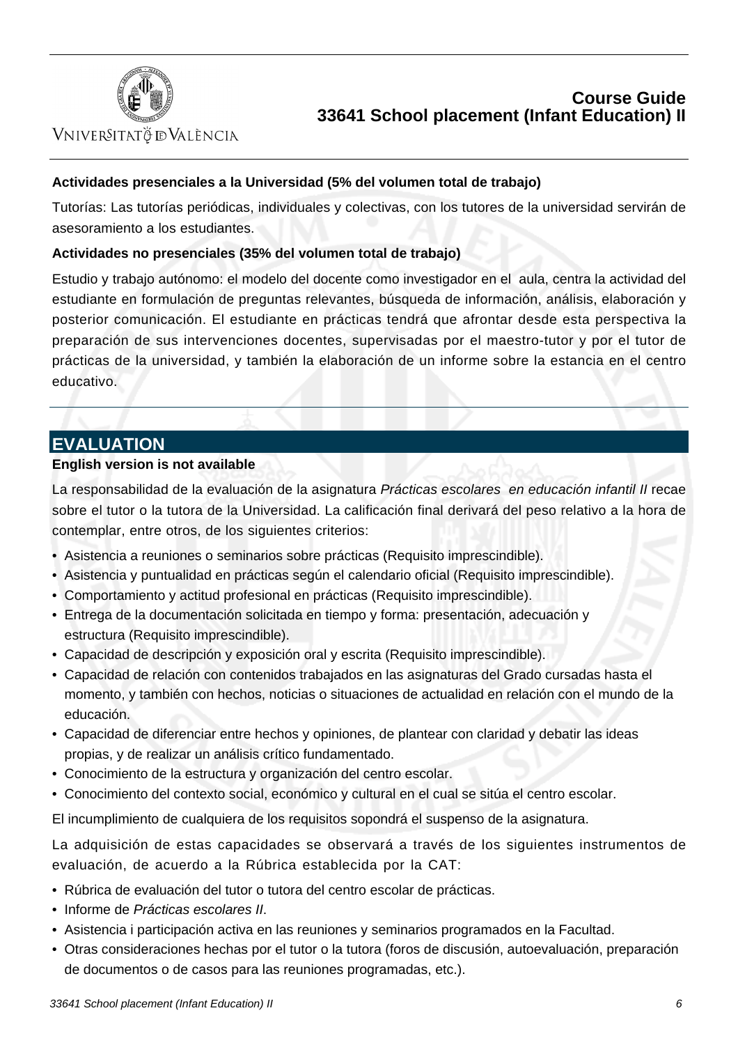**Actividades presenciales a la Universidad (5% del volumen total de trabajo)**

Tutorías: Las tutorías periódicas, individuales y colectivas, con los tutores de la universidad servirán de asesoramiento a los estudiantes.

**Actividades no presenciales (35% del volumen total de trabajo)**

Estudio y trabajo autónomo: el modelo del docente como investigador en el aula, centra la actividad del estudiante en formulación de preguntas relevantes, búsqueda de información, análisis, elaboración y posterior comunicación. El estudiante en prácticas tendrá que afrontar desde esta perspectiva la preparación de sus intervenciones docentes, supervisadas por el maestro-tutor y por el tutor de prácticas de la universidad, y también la elaboración de un informe sobre la estancia en el centro educativo.

## EVALUATION

**English version is not available**

La responsabilidad de la evaluación de la asignatura *Prácticas escolares en educación infantil II* recae sobre el tutor o la tutora de la Universidad. La calificación final derivará del peso relativo a la hora de contemplar, entre otros, de los siguientes criterios:

- Asistencia a reuniones o seminarios sobre prácticas (Requisito imprescindible).
- Asistencia y puntualidad en prácticas según el calendario oficial (Requisito imprescindible).
- Comportamiento y actitud profesional en prácticas (Requisito imprescindible).
- Entrega de la documentación solicitada en tiempo y forma: presentación, adecuación y estructura (Requisito imprescindible).
- Capacidad de descripción y exposición oral y escrita (Requisito imprescindible).
- Capacidad de relación con contenidos trabajados en las asignaturas del Grado cursadas hasta el momento, y también con hechos, noticias o situaciones de actualidad en relación con el mundo de la educación.
- Capacidad de diferenciar entre hechos y opiniones, de plantear con claridad y debatir las ideas propias, y de realizar un análisis crítico fundamentado.
- Conocimiento de la estructura y organización del centro escolar.
- Conocimiento del contexto social, económico y cultural en el cual se sitúa el centro escolar.

El incumplimiento de cualquiera de los requisitos sopondrá el suspenso de la asignatura.

La adquisición de estas capacidades se observará a través de los siguientes instrumentos de evaluación, de acuerdo a la Rúbrica establecida por la CAT:

- Rúbrica de evaluación del tutor o tutora del centro escolar de prácticas.
- Informe de *Prácticas escolares II*.
- Asistencia i participación activa en las reuniones y seminarios programados en la Facultad.
- Otras consideraciones hechas por el tutor o la tutora (foros de discusión, autoevaluación, preparación de documentos o de casos para las reuniones programadas, etc.).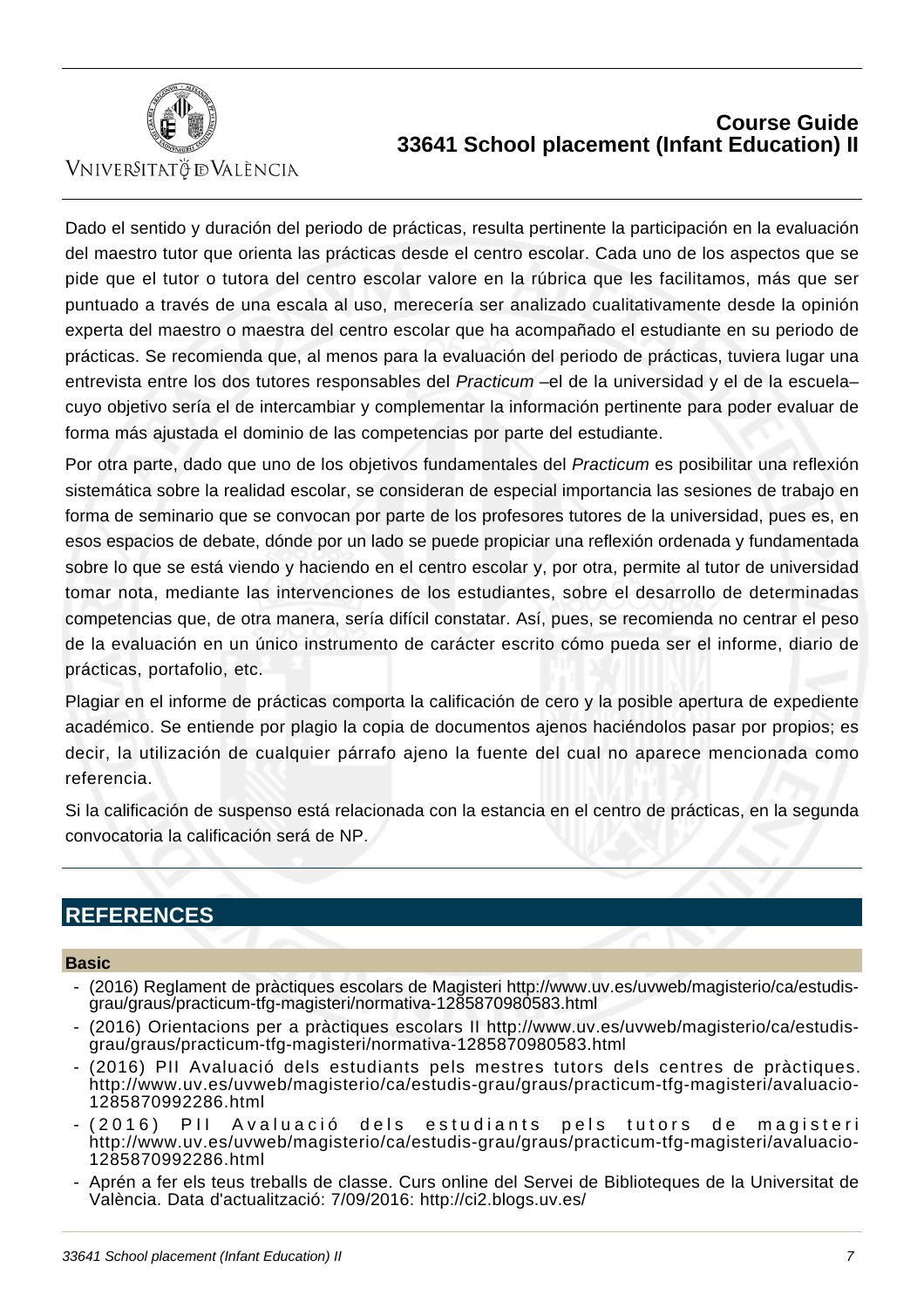Dado el sentido y duración del periodo de prácticas, resulta pertinente la participación en la evaluación del maestro tutor que orienta las prácticas desde el centro escolar. Cada uno de los aspectos que se pide que el tutor o tutora del centro escolar valore en la rúbrica que les facilitamos, más que ser puntuado a través de una escala al uso, merecería ser analizado cualitativamente desde la opinión experta del maestro o maestra del centro escolar que ha acompañado el estudiante en su periodo de prácticas. Se recomienda que, al menos para la evaluación del periodo de prácticas, tuviera lugar una entrevista entre los dos tutores responsables del *Practicum* –el de la universidad y el de la escuela– cuyo objetivo sería el de intercambiar y complementar la información pertinente para poder evaluar de forma más ajustada el dominio de las competencias por parte del estudiante.

Por otra parte, dado que uno de los objetivos fundamentales del *Practicum* es posibilitar una reflexión sistemática sobre la realidad escolar, se consideran de especial importancia las sesiones de trabajo en forma de seminario que se convocan por parte de los profesores tutores de la universidad, pues es, en esos espacios de debate, dónde por un lado se puede propiciar una reflexión ordenada y fundamentada sobre lo que se está viendo y haciendo en el centro escolar y, por otra, permite al tutor de universidad tomar nota, mediante las intervenciones de los estudiantes, sobre el desarrollo de determinadas competencias que, de otra manera, sería difícil constatar. Así, pues, se recomienda no centrar el peso de la evaluación en un único instrumento de carácter escrito cómo pueda ser el informe, diario de prácticas, portafolio, etc.

Plagiar en el informe de prácticas comporta la calificación de cero y la posible apertura de expediente académico. Se entiende por plagio la copia de documentos ajenos haciéndolos pasar por propios; es decir, la utilización de cualquier párrafo ajeno la fuente del cual no aparece mencionada como referencia.

Si la calificación de suspenso está relacionada con la estancia en el centro de prácticas, en la segunda convocatoria la calificación será de NP.

## REFERENCES

### Basic

- (2016) Reglament de pràctiques escolars de Magisteri http://www.uv.es/uvweb/magisterio/ca/estudis-grau/graus/practicum-tfg-magisteri/normativa-1285870980583.html
- (2016) Orientacions per a pràctiques escolars II http://www.uv.es/uvweb/magisterio/ca/estudis-grau/graus/practicum-tfg-magisteri/normativa-1285870980583.html
- (2016) PII Avaluació dels estudiants pels mestres tutors dels centres de pràctiques. http://www.uv.es/uvweb/magisterio/ca/estudis-grau/graus/practicum-tfg-magisteri/avaluacio-1285870992286.html
- (2016) PII Avaluació dels estudiants pels tutors de magisteri http://www.uv.es/uvweb/magisterio/ca/estudis-grau/graus/practicum-tfg-magisteri/avaluacio-1285870992286.html
- Aprén a fer els teus treballs de classe. Curs online del Servei de Biblioteques de la Universitat de València. Data d'actualització: 7/09/2016: http://ci2.blogs.uv.es/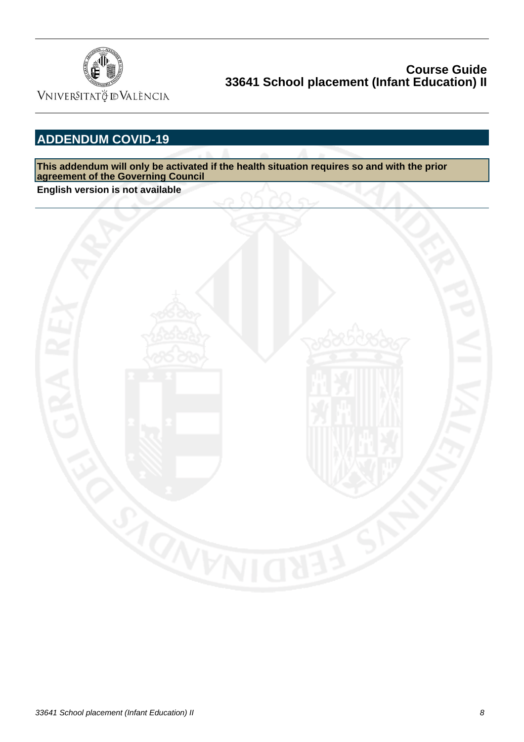## ADDENDUM COVID-19

**This addendum will only be activated if the health situation requires so and with the prior agreement of the Governing Council**

**English version is not available**